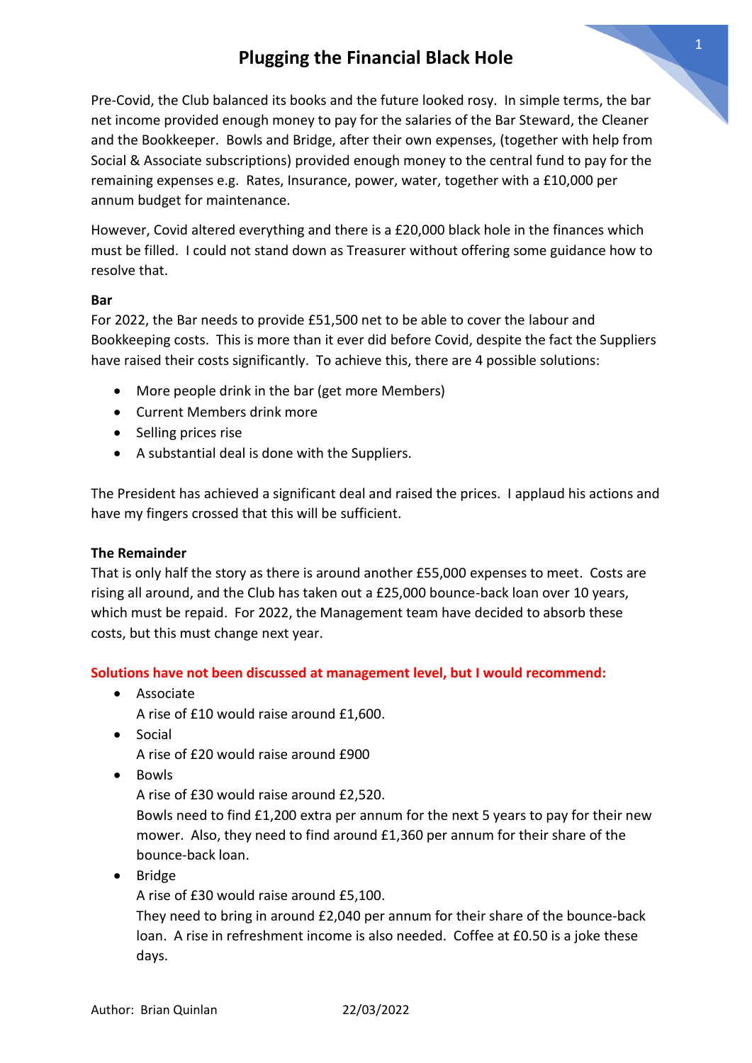# Plugging the Financial Black Hole

Pre-Covid, the Club balanced its books and the future looked rosy. In simple terms, the bar net income provided enough money to pay for the salaries of the Bar Steward, the Cleaner and the Bookkeeper. Bowls and Bridge, after their own expenses, (together with help from Social & Associate subscriptions) provided enough money to the central fund to pay for the remaining expenses e.g. Rates, Insurance, power, water, together with a £10,000 per annum budget for maintenance.

However, Covid altered everything and there is a £20,000 black hole in the finances which must be filled. I could not stand down as Treasurer without offering some guidance how to resolve that.

**Bar**

For 2022, the Bar needs to provide £51,500 net to be able to cover the labour and Bookkeeping costs. This is more than it ever did before Covid, despite the fact the Suppliers have raised their costs significantly. To achieve this, there are 4 possible solutions:

- More people drink in the bar (get more Members)
- Current Members drink more
- Selling prices rise
- A substantial deal is done with the Suppliers.

The President has achieved a significant deal and raised the prices. I applaud his actions and have my fingers crossed that this will be sufficient.

**The Remainder**

That is only half the story as there is around another £55,000 expenses to meet. Costs are rising all around, and the Club has taken out a £25,000 bounce-back loan over 10 years, which must be repaid. For 2022, the Management team have decided to absorb these costs, but this must change next year.

**Solutions have not been discussed at management level, but I would recommend:**

- Associate
  A rise of £10 would raise around £1,600.
- Social
  A rise of £20 would raise around £900
- Bowls
  A rise of £30 would raise around £2,520.
  Bowls need to find £1,200 extra per annum for the next 5 years to pay for their new mower. Also, they need to find around £1,360 per annum for their share of the bounce-back loan.
- Bridge
  A rise of £30 would raise around £5,100.
  They need to bring in around £2,040 per annum for their share of the bounce-back loan. A rise in refreshment income is also needed. Coffee at £0.50 is a joke these days.

Author: Brian Quinlan 22/03/2022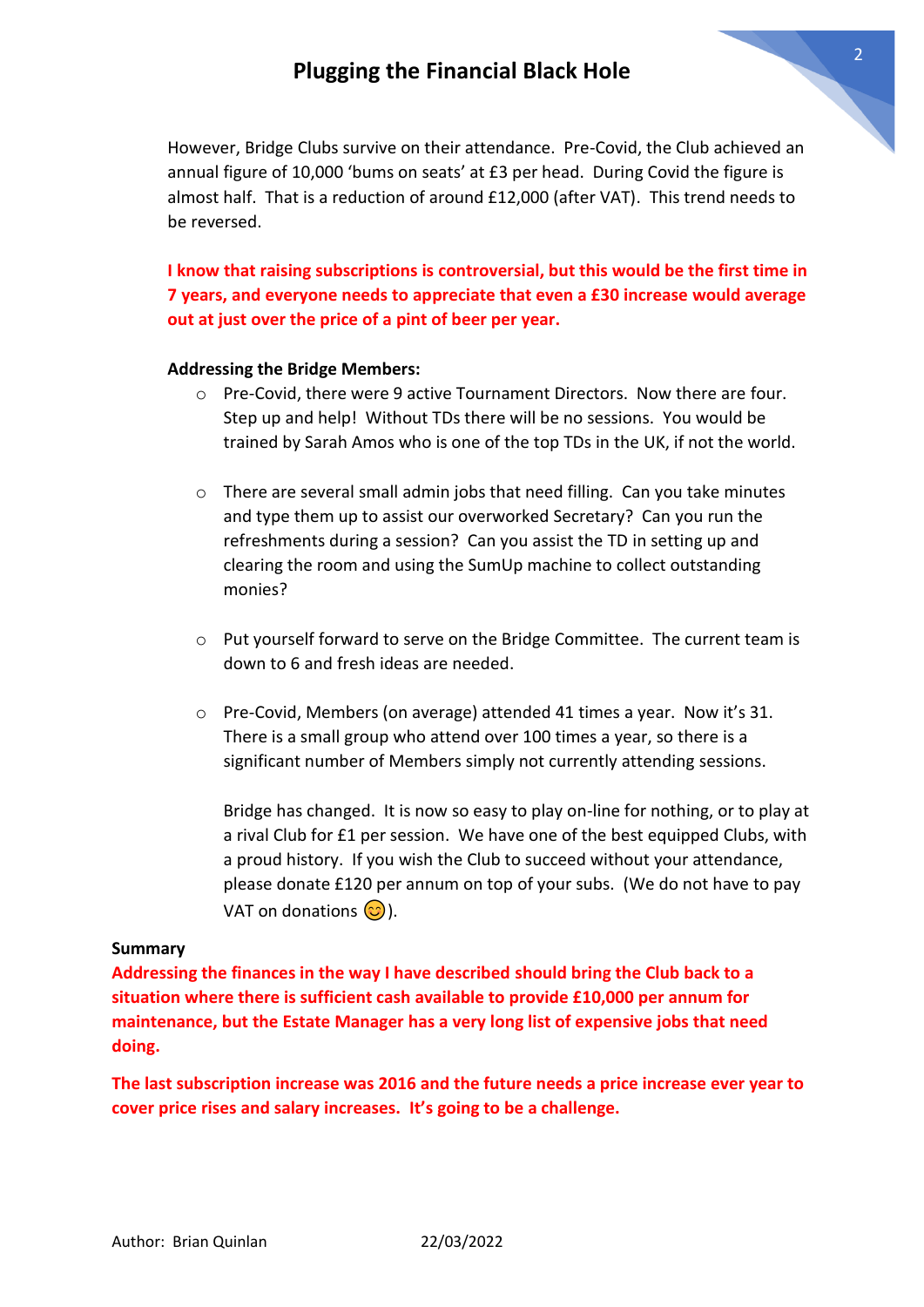# Plugging the Financial Black Hole

However, Bridge Clubs survive on their attendance. Pre-Covid, the Club achieved an annual figure of 10,000 'bums on seats' at £3 per head. During Covid the figure is almost half. That is a reduction of around £12,000 (after VAT). This trend needs to be reversed.

**I know that raising subscriptions is controversial, but this would be the first time in 7 years, and everyone needs to appreciate that even a £30 increase would average out at just over the price of a pint of beer per year.**

**Addressing the Bridge Members:**

- Pre-Covid, there were 9 active Tournament Directors. Now there are four. Step up and help! Without TDs there will be no sessions. You would be trained by Sarah Amos who is one of the top TDs in the UK, if not the world.

- There are several small admin jobs that need filling. Can you take minutes and type them up to assist our overworked Secretary? Can you run the refreshments during a session? Can you assist the TD in setting up and clearing the room and using the SumUp machine to collect outstanding monies?

- Put yourself forward to serve on the Bridge Committee. The current team is down to 6 and fresh ideas are needed.

- Pre-Covid, Members (on average) attended 41 times a year. Now it's 31. There is a small group who attend over 100 times a year, so there is a significant number of Members simply not currently attending sessions.

  Bridge has changed. It is now so easy to play on-line for nothing, or to play at a rival Club for £1 per session. We have one of the best equipped Clubs, with a proud history. If you wish the Club to succeed without your attendance, please donate £120 per annum on top of your subs. (We do not have to pay VAT on donations 😊).

**Summary**

**Addressing the finances in the way I have described should bring the Club back to a situation where there is sufficient cash available to provide £10,000 per annum for maintenance, but the Estate Manager has a very long list of expensive jobs that need doing.**

**The last subscription increase was 2016 and the future needs a price increase ever year to cover price rises and salary increases. It's going to be a challenge.**

Author: Brian Quinlan 22/03/2022